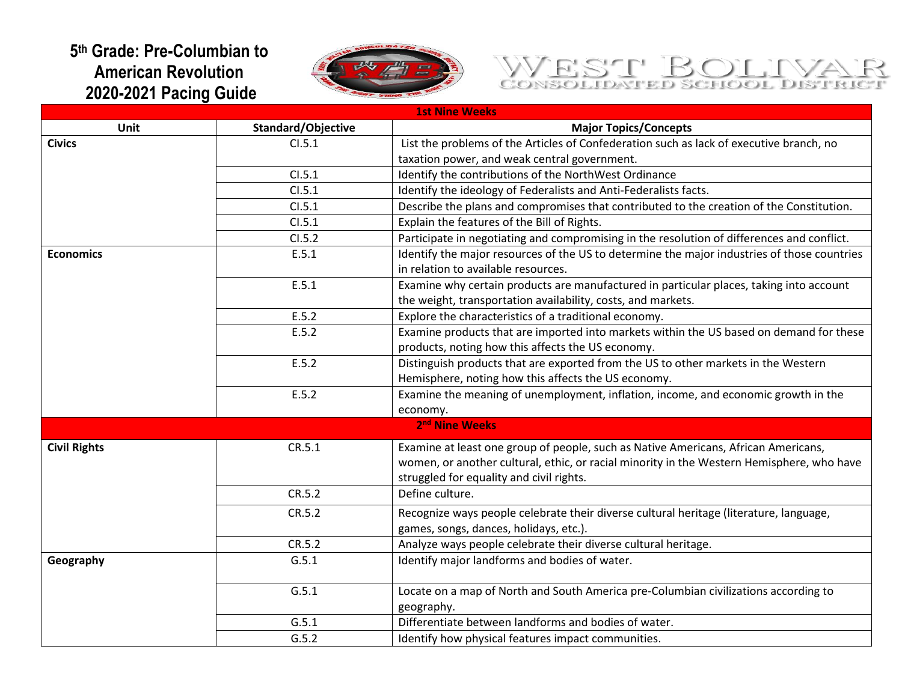# 5th Grade: Pre-Columbian to American Revolution 2020-2021 Pacing Guide

WEST BOLIVAR CONSOLIDATED SCHOOL DISTRICT

| 1st Nine Weeks | | |
|---|---|---|
| **Unit** | **Standard/Objective** | **Major Topics/Concepts** |
| **Civics** | CI.5.1 | List the problems of the Articles of Confederation such as lack of executive branch, no taxation power, and weak central government. |
| | CI.5.1 | Identify the contributions of the NorthWest Ordinance |
| | CI.5.1 | Identify the ideology of Federalists and Anti-Federalists facts. |
| | CI.5.1 | Describe the plans and compromises that contributed to the creation of the Constitution. |
| | CI.5.1 | Explain the features of the Bill of Rights. |
| | CI.5.2 | Participate in negotiating and compromising in the resolution of differences and conflict. |
| **Economics** | E.5.1 | Identify the major resources of the US to determine the major industries of those countries in relation to available resources. |
| | E.5.1 | Examine why certain products are manufactured in particular places, taking into account the weight, transportation availability, costs, and markets. |
| | E.5.2 | Explore the characteristics of a traditional economy. |
| | E.5.2 | Examine products that are imported into markets within the US based on demand for these products, noting how this affects the US economy. |
| | E.5.2 | Distinguish products that are exported from the US to other markets in the Western Hemisphere, noting how this affects the US economy. |
| | E.5.2 | Examine the meaning of unemployment, inflation, income, and economic growth in the economy. |
| **2nd Nine Weeks** | | |
| **Civil Rights** | CR.5.1 | Examine at least one group of people, such as Native Americans, African Americans, women, or another cultural, ethic, or racial minority in the Western Hemisphere, who have struggled for equality and civil rights. |
| | CR.5.2 | Define culture. |
| | CR.5.2 | Recognize ways people celebrate their diverse cultural heritage (literature, language, games, songs, dances, holidays, etc.). |
| | CR.5.2 | Analyze ways people celebrate their diverse cultural heritage. |
| **Geography** | G.5.1 | Identify major landforms and bodies of water. |
| | G.5.1 | Locate on a map of North and South America pre-Columbian civilizations according to geography. |
| | G.5.1 | Differentiate between landforms and bodies of water. |
| | G.5.2 | Identify how physical features impact communities. |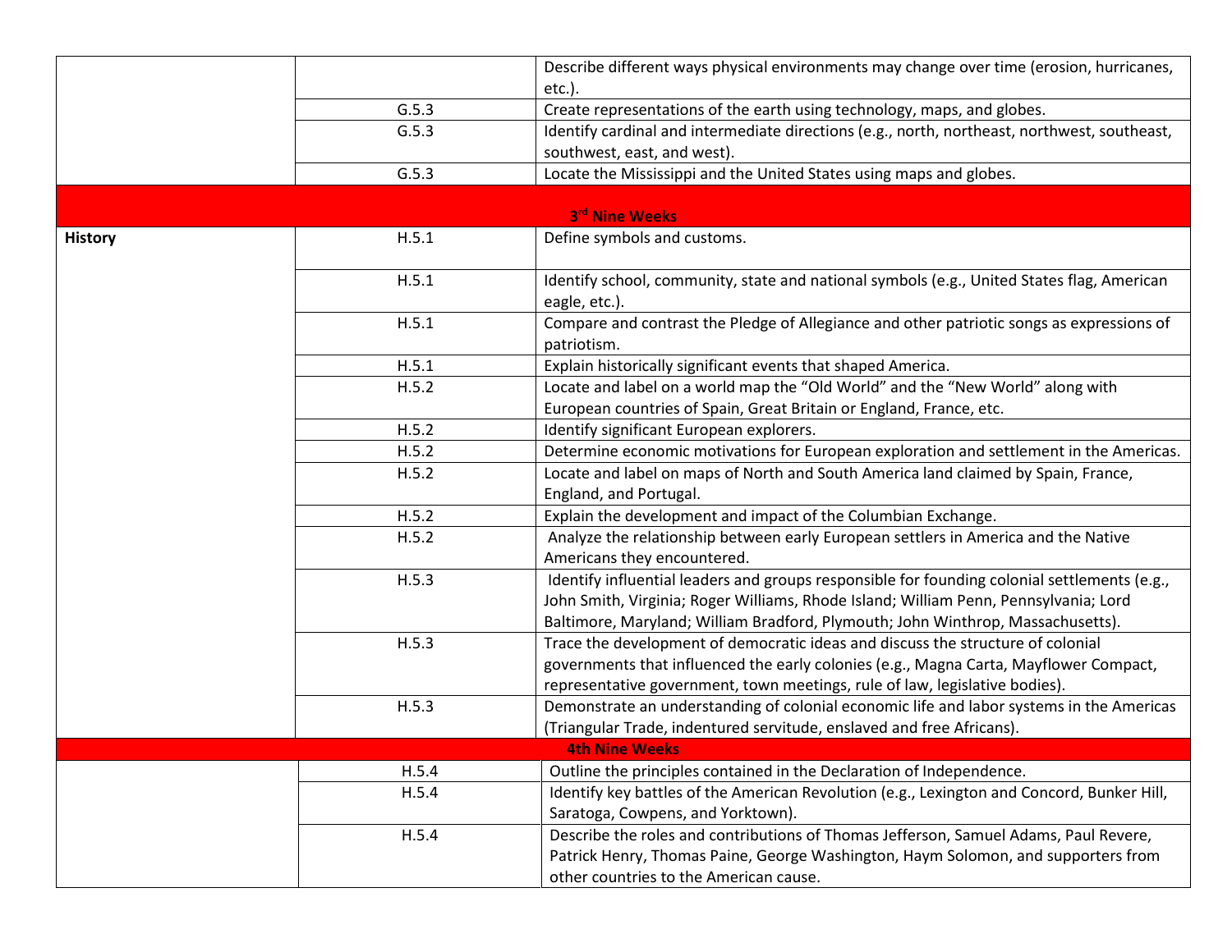| | | |
|---|---|---|
| | | Describe different ways physical environments may change over time (erosion, hurricanes, etc.). |
| | G.5.3 | Create representations of the earth using technology, maps, and globes. |
| | G.5.3 | Identify cardinal and intermediate directions (e.g., north, northeast, northwest, southeast, southwest, east, and west). |
| | G.5.3 | Locate the Mississippi and the United States using maps and globes. |
| **3rd Nine Weeks** | | |
| **History** | H.5.1 | Define symbols and customs. |
| | H.5.1 | Identify school, community, state and national symbols (e.g., United States flag, American eagle, etc.). |
| | H.5.1 | Compare and contrast the Pledge of Allegiance and other patriotic songs as expressions of patriotism. |
| | H.5.1 | Explain historically significant events that shaped America. |
| | H.5.2 | Locate and label on a world map the "Old World" and the "New World" along with European countries of Spain, Great Britain or England, France, etc. |
| | H.5.2 | Identify significant European explorers. |
| | H.5.2 | Determine economic motivations for European exploration and settlement in the Americas. |
| | H.5.2 | Locate and label on maps of North and South America land claimed by Spain, France, England, and Portugal. |
| | H.5.2 | Explain the development and impact of the Columbian Exchange. |
| | H.5.2 | Analyze the relationship between early European settlers in America and the Native Americans they encountered. |
| | H.5.3 | Identify influential leaders and groups responsible for founding colonial settlements (e.g., John Smith, Virginia; Roger Williams, Rhode Island; William Penn, Pennsylvania; Lord Baltimore, Maryland; William Bradford, Plymouth; John Winthrop, Massachusetts). |
| | H.5.3 | Trace the development of democratic ideas and discuss the structure of colonial governments that influenced the early colonies (e.g., Magna Carta, Mayflower Compact, representative government, town meetings, rule of law, legislative bodies). |
| | H.5.3 | Demonstrate an understanding of colonial economic life and labor systems in the Americas (Triangular Trade, indentured servitude, enslaved and free Africans). |
| **4th Nine Weeks** | | |
| | H.5.4 | Outline the principles contained in the Declaration of Independence. |
| | H.5.4 | Identify key battles of the American Revolution (e.g., Lexington and Concord, Bunker Hill, Saratoga, Cowpens, and Yorktown). |
| | H.5.4 | Describe the roles and contributions of Thomas Jefferson, Samuel Adams, Paul Revere, Patrick Henry, Thomas Paine, George Washington, Haym Solomon, and supporters from other countries to the American cause. |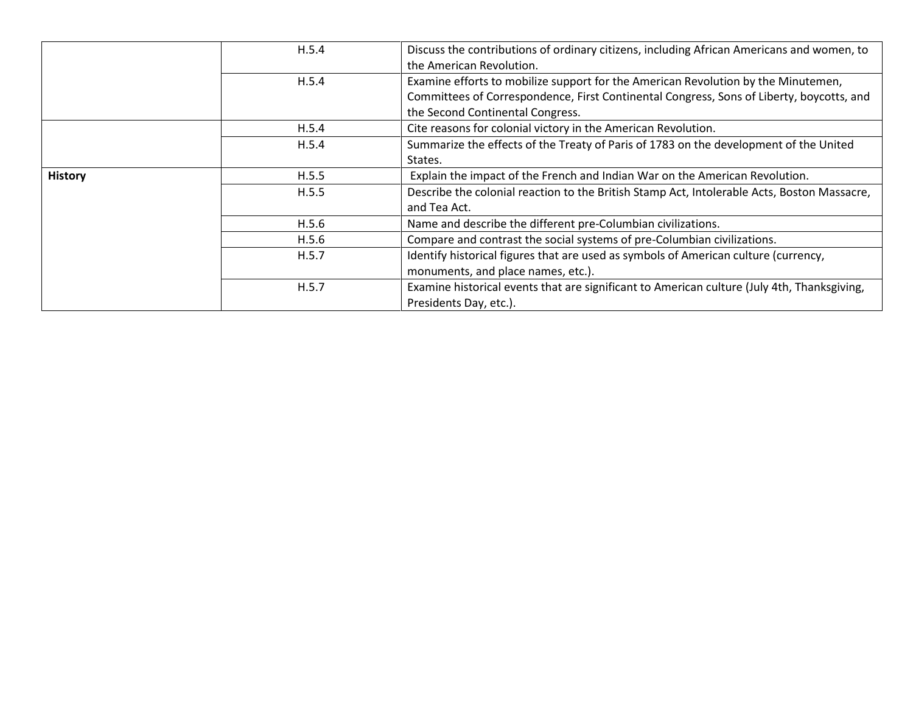| | | |
|---|---|---|
| | H.5.4 | Discuss the contributions of ordinary citizens, including African Americans and women, to the American Revolution. |
| | H.5.4 | Examine efforts to mobilize support for the American Revolution by the Minutemen, Committees of Correspondence, First Continental Congress, Sons of Liberty, boycotts, and the Second Continental Congress. |
| | H.5.4 | Cite reasons for colonial victory in the American Revolution. |
| | H.5.4 | Summarize the effects of the Treaty of Paris of 1783 on the development of the United States. |
| **History** | H.5.5 | Explain the impact of the French and Indian War on the American Revolution. |
| | H.5.5 | Describe the colonial reaction to the British Stamp Act, Intolerable Acts, Boston Massacre, and Tea Act. |
| | H.5.6 | Name and describe the different pre-Columbian civilizations. |
| | H.5.6 | Compare and contrast the social systems of pre-Columbian civilizations. |
| | H.5.7 | Identify historical figures that are used as symbols of American culture (currency, monuments, and place names, etc.). |
| | H.5.7 | Examine historical events that are significant to American culture (July 4th, Thanksgiving, Presidents Day, etc.). |